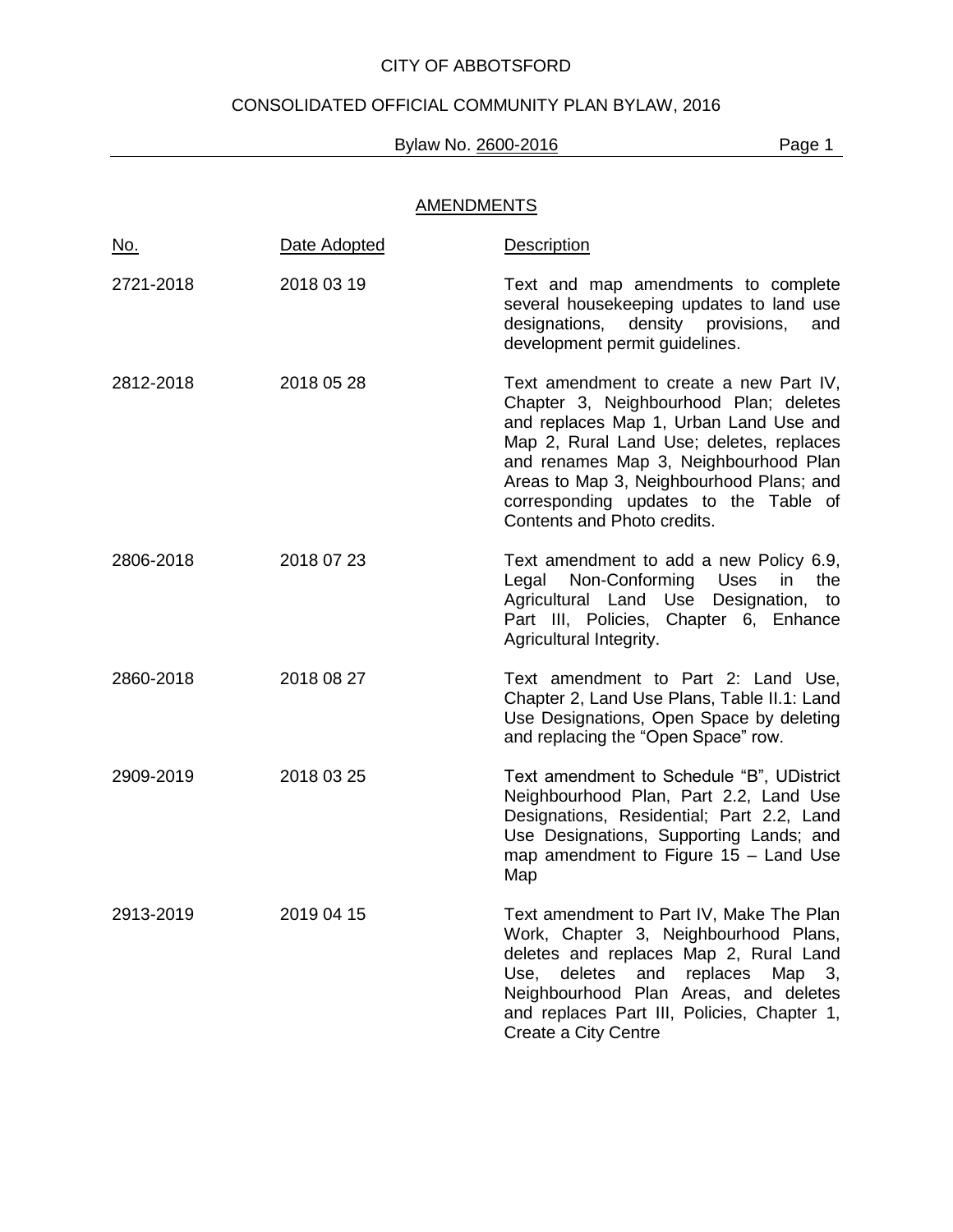CITY OF ABBOTSFORD

CONSOLIDATED OFFICIAL COMMUNITY PLAN BYLAW, 2016

Bylaw No. 2600-2016

## AMENDMENTS

| No. | Date Adopted | Description |
|---|---|---|
| 2721-2018 | 2018 03 19 | Text and map amendments to complete several housekeeping updates to land use designations, density provisions, and development permit guidelines. |
| 2812-2018 | 2018 05 28 | Text amendment to create a new Part IV, Chapter 3, Neighbourhood Plan; deletes and replaces Map 1, Urban Land Use and Map 2, Rural Land Use; deletes, replaces and renames Map 3, Neighbourhood Plan Areas to Map 3, Neighbourhood Plans; and corresponding updates to the Table of Contents and Photo credits. |
| 2806-2018 | 2018 07 23 | Text amendment to add a new Policy 6.9, Legal Non-Conforming Uses in the Agricultural Land Use Designation, to Part III, Policies, Chapter 6, Enhance Agricultural Integrity. |
| 2860-2018 | 2018 08 27 | Text amendment to Part 2: Land Use, Chapter 2, Land Use Plans, Table II.1: Land Use Designations, Open Space by deleting and replacing the "Open Space" row. |
| 2909-2019 | 2018 03 25 | Text amendment to Schedule "B", UDistrict Neighbourhood Plan, Part 2.2, Land Use Designations, Residential; Part 2.2, Land Use Designations, Supporting Lands; and map amendment to Figure 15 – Land Use Map |
| 2913-2019 | 2019 04 15 | Text amendment to Part IV, Make The Plan Work, Chapter 3, Neighbourhood Plans, deletes and replaces Map 2, Rural Land Use, deletes and replaces Map 3, Neighbourhood Plan Areas, and deletes and replaces Part III, Policies, Chapter 1, Create a City Centre |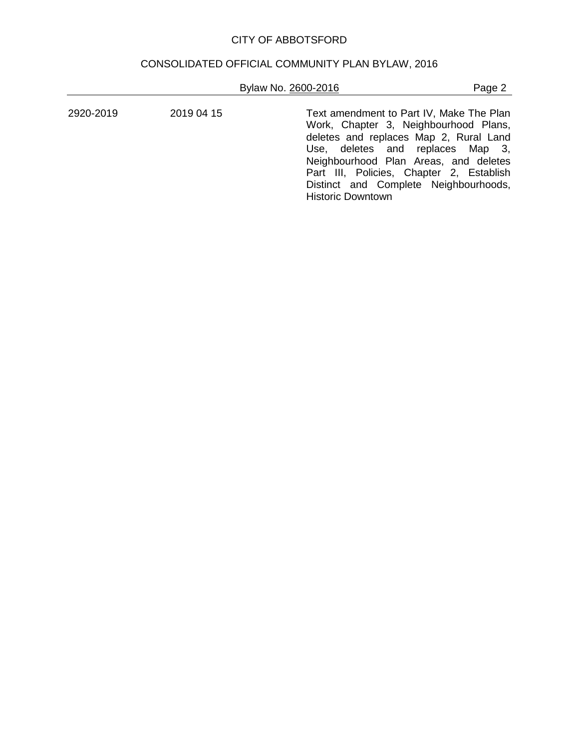| | | |
|---|---|---|
| 2920-2019 | 2019 04 15 | Text amendment to Part IV, Make The Plan Work, Chapter 3, Neighbourhood Plans, deletes and replaces Map 2, Rural Land Use, deletes and replaces Map 3, Neighbourhood Plan Areas, and deletes Part III, Policies, Chapter 2, Establish Distinct and Complete Neighbourhoods, Historic Downtown |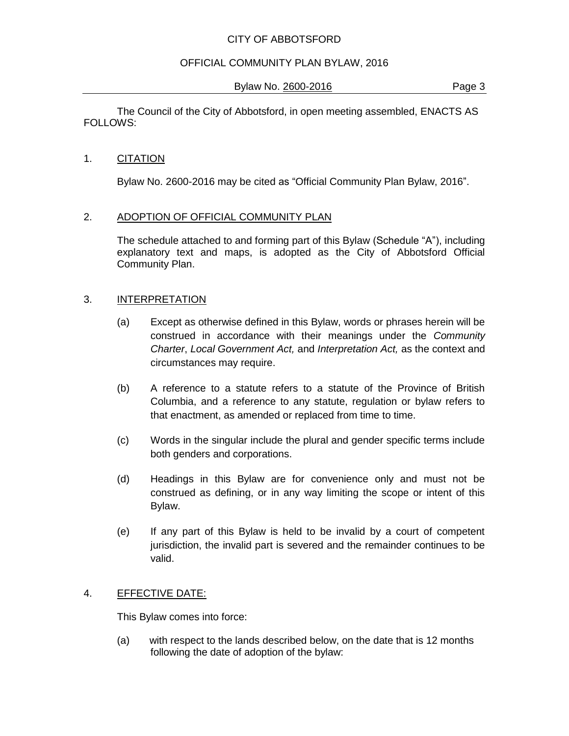The Council of the City of Abbotsford, in open meeting assembled, ENACTS AS FOLLOWS:

1. CITATION

   Bylaw No. 2600-2016 may be cited as "Official Community Plan Bylaw, 2016".

2. ADOPTION OF OFFICIAL COMMUNITY PLAN

   The schedule attached to and forming part of this Bylaw (Schedule "A"), including explanatory text and maps, is adopted as the City of Abbotsford Official Community Plan.

3. INTERPRETATION

   (a) Except as otherwise defined in this Bylaw, words or phrases herein will be construed in accordance with their meanings under the *Community Charter*, *Local Government Act,* and *Interpretation Act,* as the context and circumstances may require.

   (b) A reference to a statute refers to a statute of the Province of British Columbia, and a reference to any statute, regulation or bylaw refers to that enactment, as amended or replaced from time to time.

   (c) Words in the singular include the plural and gender specific terms include both genders and corporations.

   (d) Headings in this Bylaw are for convenience only and must not be construed as defining, or in any way limiting the scope or intent of this Bylaw.

   (e) If any part of this Bylaw is held to be invalid by a court of competent jurisdiction, the invalid part is severed and the remainder continues to be valid.

4. EFFECTIVE DATE:

   This Bylaw comes into force:

   (a) with respect to the lands described below, on the date that is 12 months following the date of adoption of the bylaw: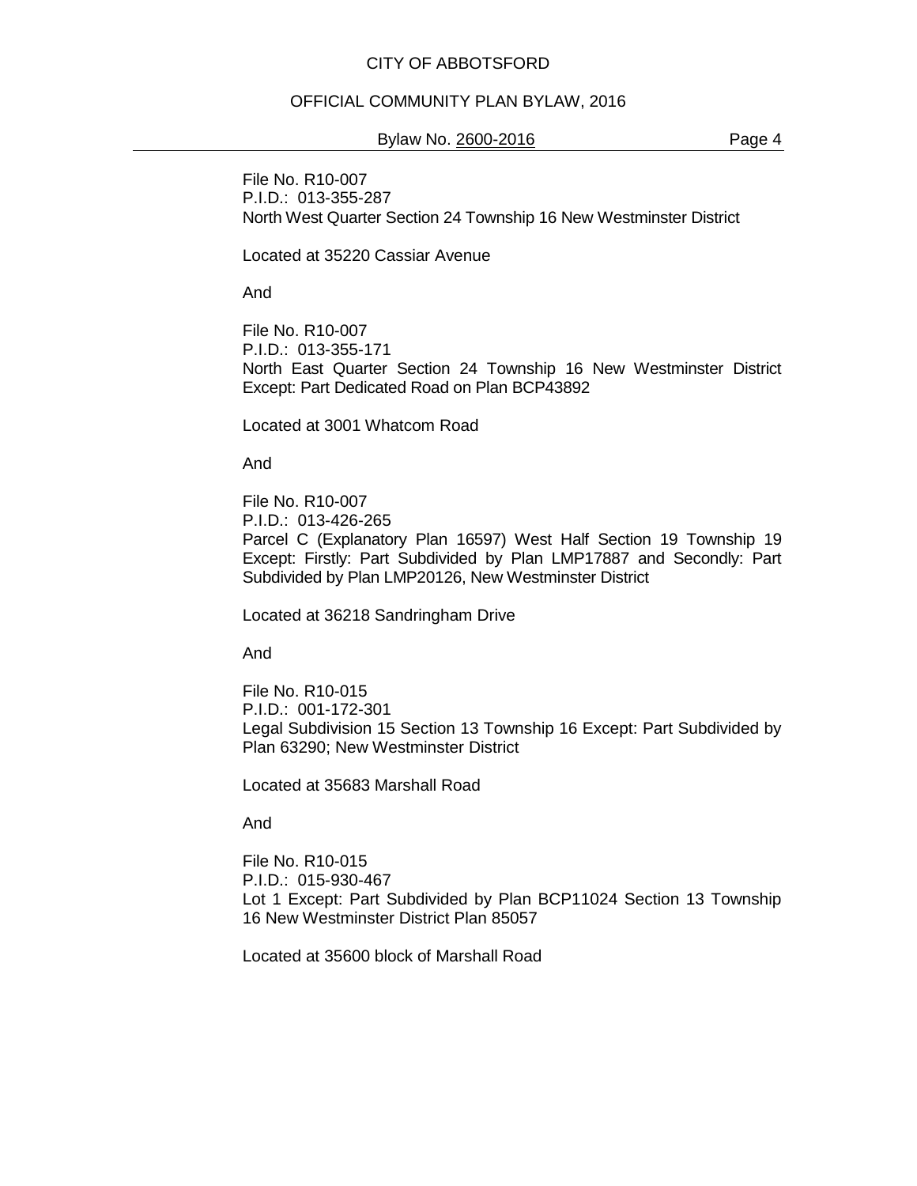File No. R10-007
P.I.D.: 013-355-287
North West Quarter Section 24 Township 16 New Westminster District

Located at 35220 Cassiar Avenue

And

File No. R10-007
P.I.D.: 013-355-171
North East Quarter Section 24 Township 16 New Westminster District Except: Part Dedicated Road on Plan BCP43892

Located at 3001 Whatcom Road

And

File No. R10-007
P.I.D.: 013-426-265
Parcel C (Explanatory Plan 16597) West Half Section 19 Township 19 Except: Firstly: Part Subdivided by Plan LMP17887 and Secondly: Part Subdivided by Plan LMP20126, New Westminster District

Located at 36218 Sandringham Drive

And

File No. R10-015
P.I.D.: 001-172-301
Legal Subdivision 15 Section 13 Township 16 Except: Part Subdivided by Plan 63290; New Westminster District

Located at 35683 Marshall Road

And

File No. R10-015
P.I.D.: 015-930-467
Lot 1 Except: Part Subdivided by Plan BCP11024 Section 13 Township 16 New Westminster District Plan 85057

Located at 35600 block of Marshall Road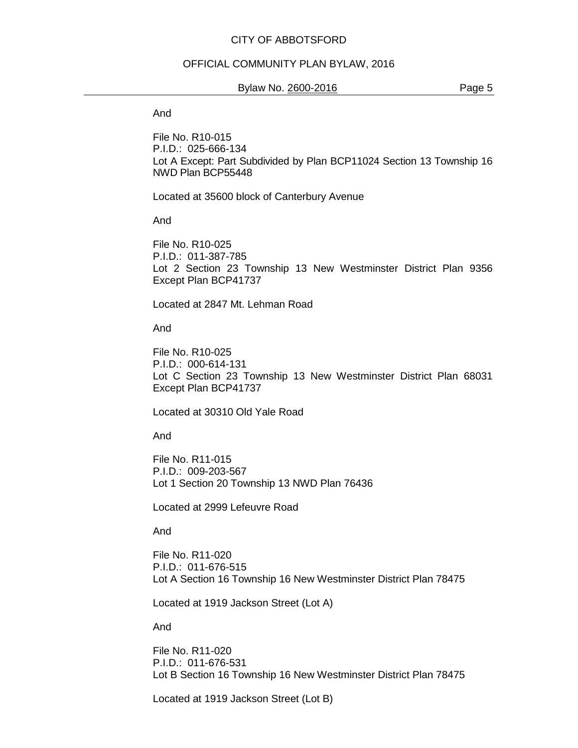And

File No. R10-015
P.I.D.: 025-666-134
Lot A Except: Part Subdivided by Plan BCP11024 Section 13 Township 16 NWD Plan BCP55448

Located at 35600 block of Canterbury Avenue

And

File No. R10-025
P.I.D.: 011-387-785
Lot 2 Section 23 Township 13 New Westminster District Plan 9356 Except Plan BCP41737

Located at 2847 Mt. Lehman Road

And

File No. R10-025
P.I.D.: 000-614-131
Lot C Section 23 Township 13 New Westminster District Plan 68031 Except Plan BCP41737

Located at 30310 Old Yale Road

And

File No. R11-015
P.I.D.: 009-203-567
Lot 1 Section 20 Township 13 NWD Plan 76436

Located at 2999 Lefeuvre Road

And

File No. R11-020
P.I.D.: 011-676-515
Lot A Section 16 Township 16 New Westminster District Plan 78475

Located at 1919 Jackson Street (Lot A)

And

File No. R11-020
P.I.D.: 011-676-531
Lot B Section 16 Township 16 New Westminster District Plan 78475

Located at 1919 Jackson Street (Lot B)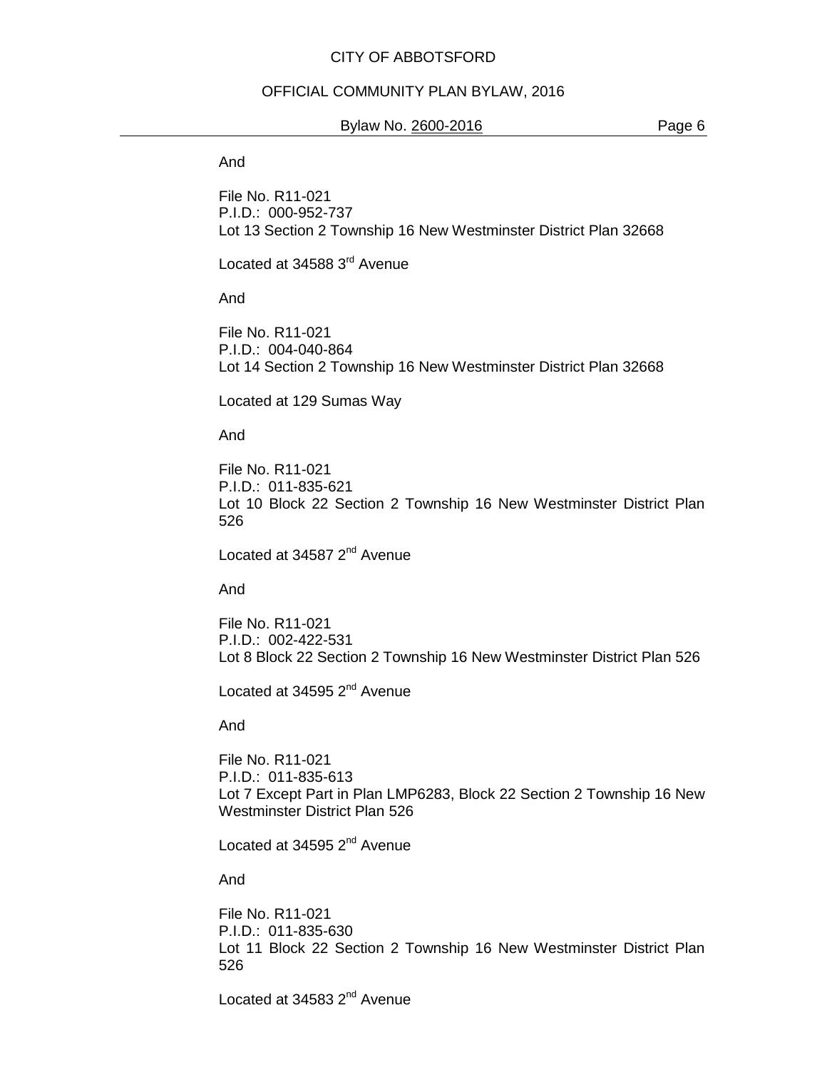And

File No. R11-021
P.I.D.: 000-952-737
Lot 13 Section 2 Township 16 New Westminster District Plan 32668

Located at 34588 3rd Avenue

And

File No. R11-021
P.I.D.: 004-040-864
Lot 14 Section 2 Township 16 New Westminster District Plan 32668

Located at 129 Sumas Way

And

File No. R11-021
P.I.D.: 011-835-621
Lot 10 Block 22 Section 2 Township 16 New Westminster District Plan 526

Located at 34587 2nd Avenue

And

File No. R11-021
P.I.D.: 002-422-531
Lot 8 Block 22 Section 2 Township 16 New Westminster District Plan 526

Located at 34595 2nd Avenue

And

File No. R11-021
P.I.D.: 011-835-613
Lot 7 Except Part in Plan LMP6283, Block 22 Section 2 Township 16 New Westminster District Plan 526

Located at 34595 2nd Avenue

And

File No. R11-021
P.I.D.: 011-835-630
Lot 11 Block 22 Section 2 Township 16 New Westminster District Plan 526

Located at 34583 2nd Avenue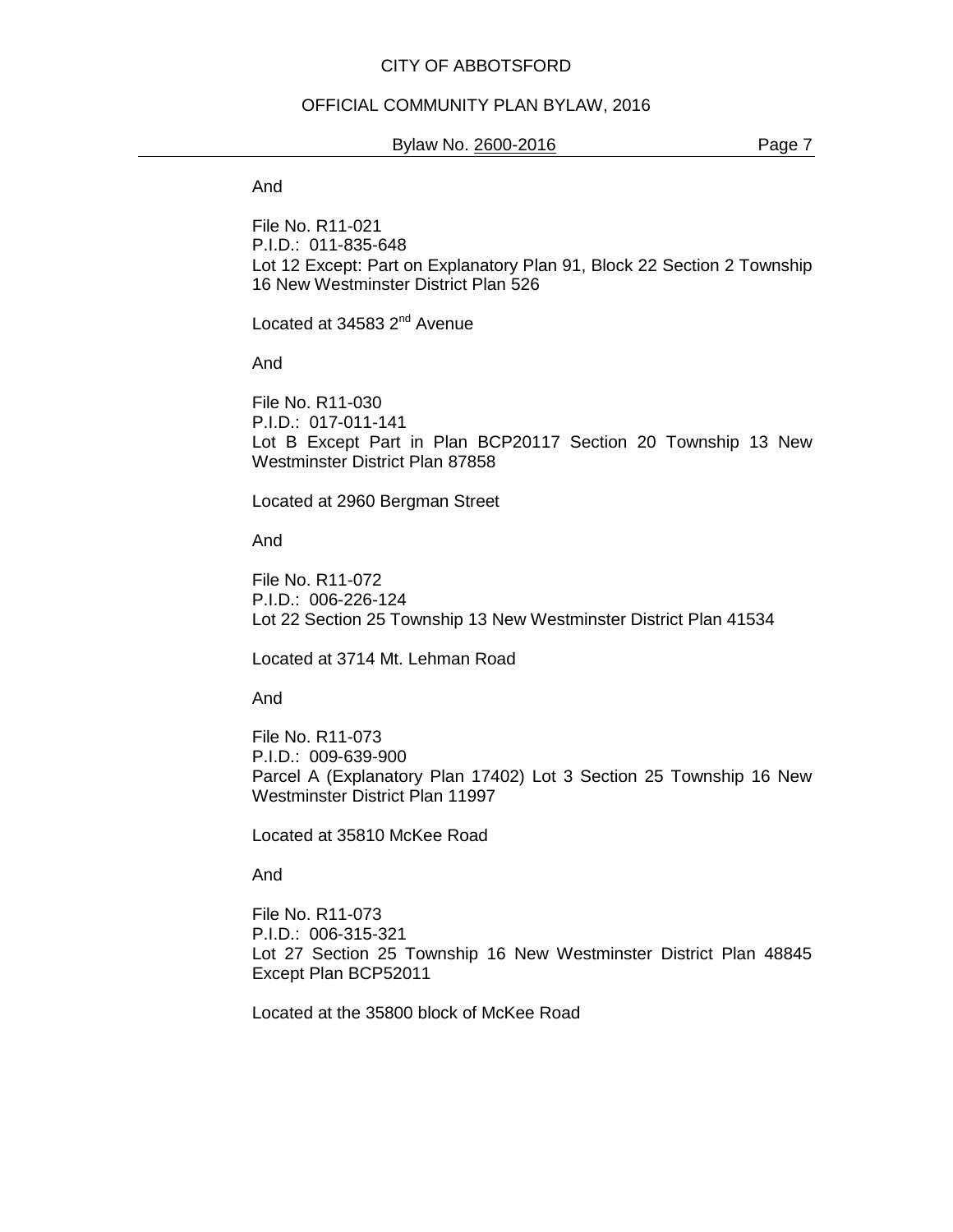And

File No. R11-021
P.I.D.: 011-835-648
Lot 12 Except: Part on Explanatory Plan 91, Block 22 Section 2 Township 16 New Westminster District Plan 526

Located at 34583 2nd Avenue

And

File No. R11-030
P.I.D.: 017-011-141
Lot B Except Part in Plan BCP20117 Section 20 Township 13 New Westminster District Plan 87858

Located at 2960 Bergman Street

And

File No. R11-072
P.I.D.: 006-226-124
Lot 22 Section 25 Township 13 New Westminster District Plan 41534

Located at 3714 Mt. Lehman Road

And

File No. R11-073
P.I.D.: 009-639-900
Parcel A (Explanatory Plan 17402) Lot 3 Section 25 Township 16 New Westminster District Plan 11997

Located at 35810 McKee Road

And

File No. R11-073
P.I.D.: 006-315-321
Lot 27 Section 25 Township 16 New Westminster District Plan 48845 Except Plan BCP52011

Located at the 35800 block of McKee Road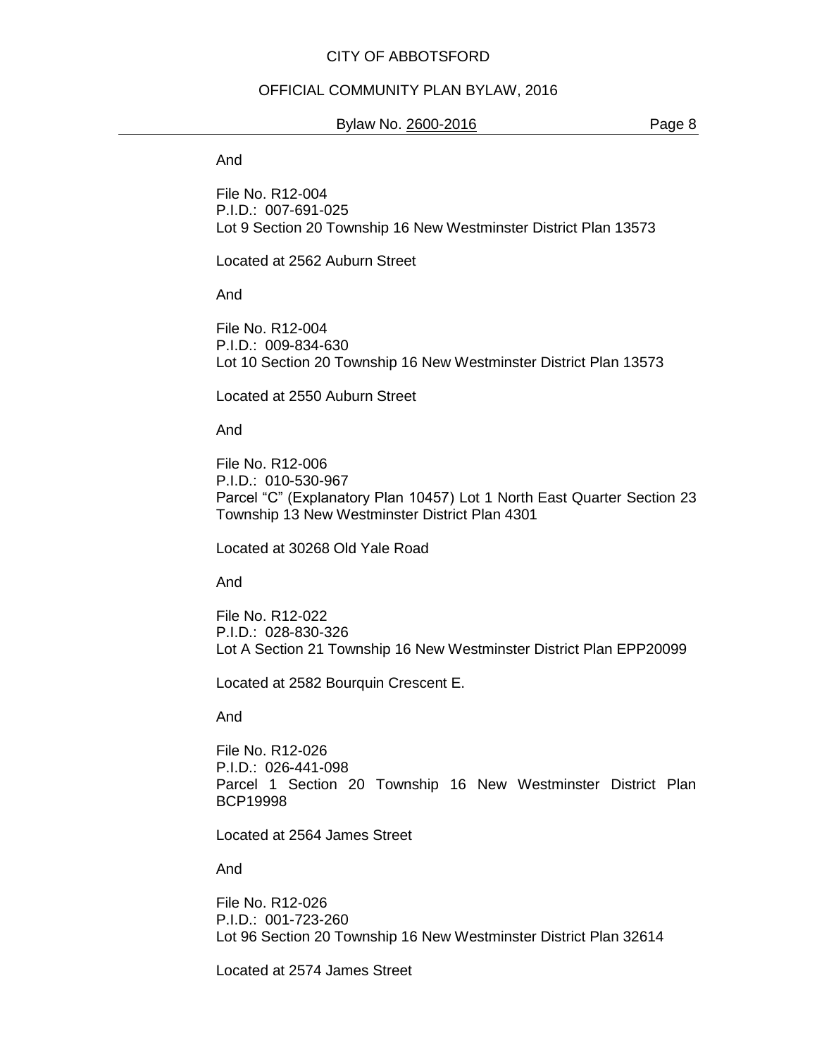And

File No. R12-004
P.I.D.: 007-691-025
Lot 9 Section 20 Township 16 New Westminster District Plan 13573

Located at 2562 Auburn Street

And

File No. R12-004
P.I.D.: 009-834-630
Lot 10 Section 20 Township 16 New Westminster District Plan 13573

Located at 2550 Auburn Street

And

File No. R12-006
P.I.D.: 010-530-967
Parcel "C" (Explanatory Plan 10457) Lot 1 North East Quarter Section 23 Township 13 New Westminster District Plan 4301

Located at 30268 Old Yale Road

And

File No. R12-022
P.I.D.: 028-830-326
Lot A Section 21 Township 16 New Westminster District Plan EPP20099

Located at 2582 Bourquin Crescent E.

And

File No. R12-026
P.I.D.: 026-441-098
Parcel 1 Section 20 Township 16 New Westminster District Plan BCP19998

Located at 2564 James Street

And

File No. R12-026
P.I.D.: 001-723-260
Lot 96 Section 20 Township 16 New Westminster District Plan 32614

Located at 2574 James Street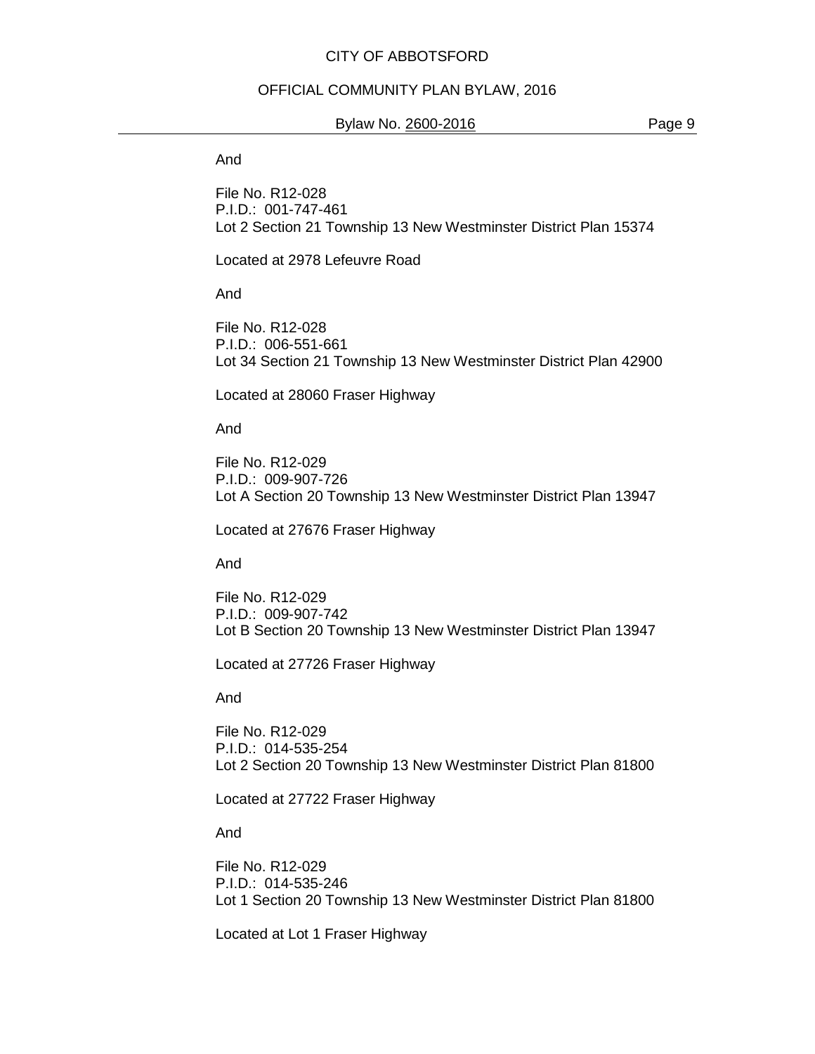And

File No. R12-028
P.I.D.: 001-747-461
Lot 2 Section 21 Township 13 New Westminster District Plan 15374

Located at 2978 Lefeuvre Road

And

File No. R12-028
P.I.D.: 006-551-661
Lot 34 Section 21 Township 13 New Westminster District Plan 42900

Located at 28060 Fraser Highway

And

File No. R12-029
P.I.D.: 009-907-726
Lot A Section 20 Township 13 New Westminster District Plan 13947

Located at 27676 Fraser Highway

And

File No. R12-029
P.I.D.: 009-907-742
Lot B Section 20 Township 13 New Westminster District Plan 13947

Located at 27726 Fraser Highway

And

File No. R12-029
P.I.D.: 014-535-254
Lot 2 Section 20 Township 13 New Westminster District Plan 81800

Located at 27722 Fraser Highway

And

File No. R12-029
P.I.D.: 014-535-246
Lot 1 Section 20 Township 13 New Westminster District Plan 81800

Located at Lot 1 Fraser Highway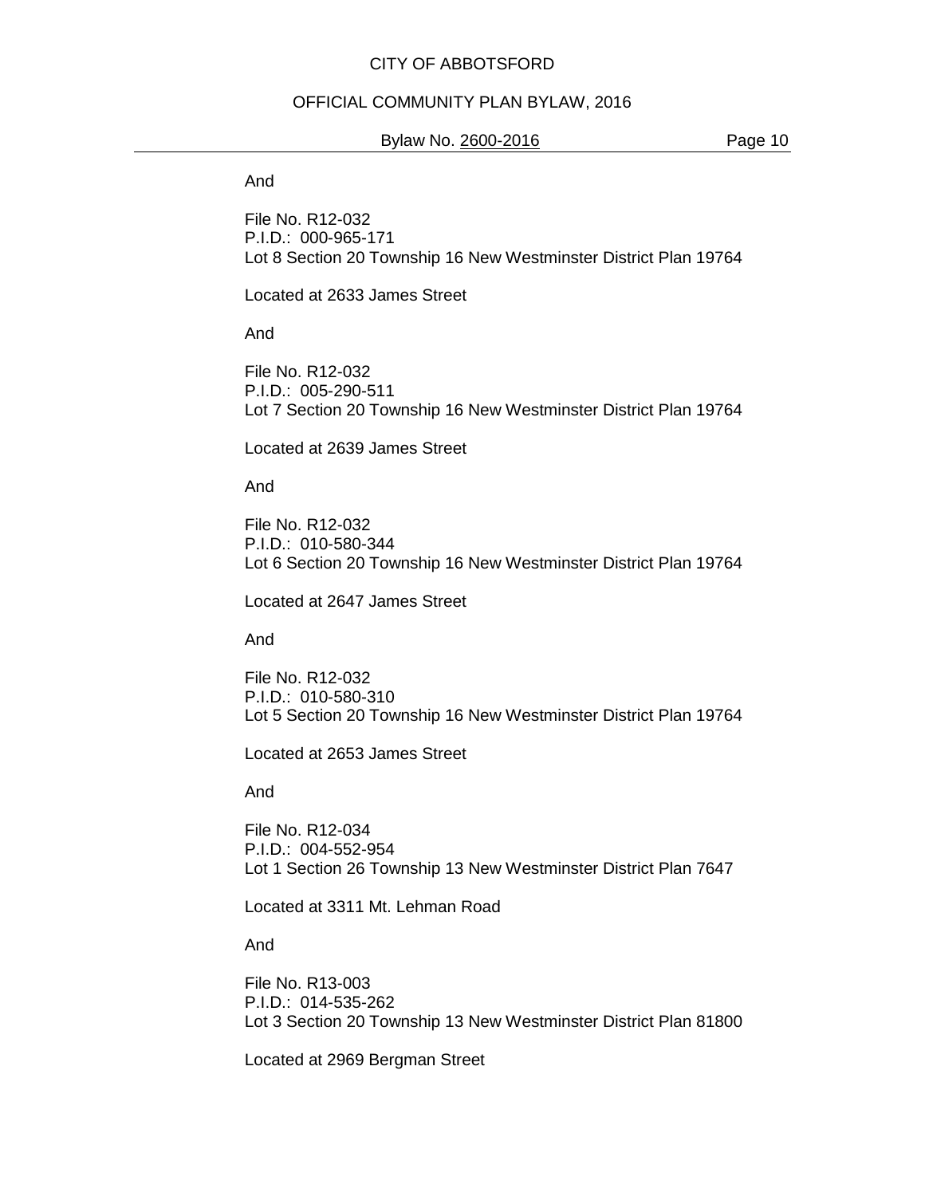And

File No. R12-032
P.I.D.: 000-965-171
Lot 8 Section 20 Township 16 New Westminster District Plan 19764

Located at 2633 James Street

And

File No. R12-032
P.I.D.: 005-290-511
Lot 7 Section 20 Township 16 New Westminster District Plan 19764

Located at 2639 James Street

And

File No. R12-032
P.I.D.: 010-580-344
Lot 6 Section 20 Township 16 New Westminster District Plan 19764

Located at 2647 James Street

And

File No. R12-032
P.I.D.: 010-580-310
Lot 5 Section 20 Township 16 New Westminster District Plan 19764

Located at 2653 James Street

And

File No. R12-034
P.I.D.: 004-552-954
Lot 1 Section 26 Township 13 New Westminster District Plan 7647

Located at 3311 Mt. Lehman Road

And

File No. R13-003
P.I.D.: 014-535-262
Lot 3 Section 20 Township 13 New Westminster District Plan 81800

Located at 2969 Bergman Street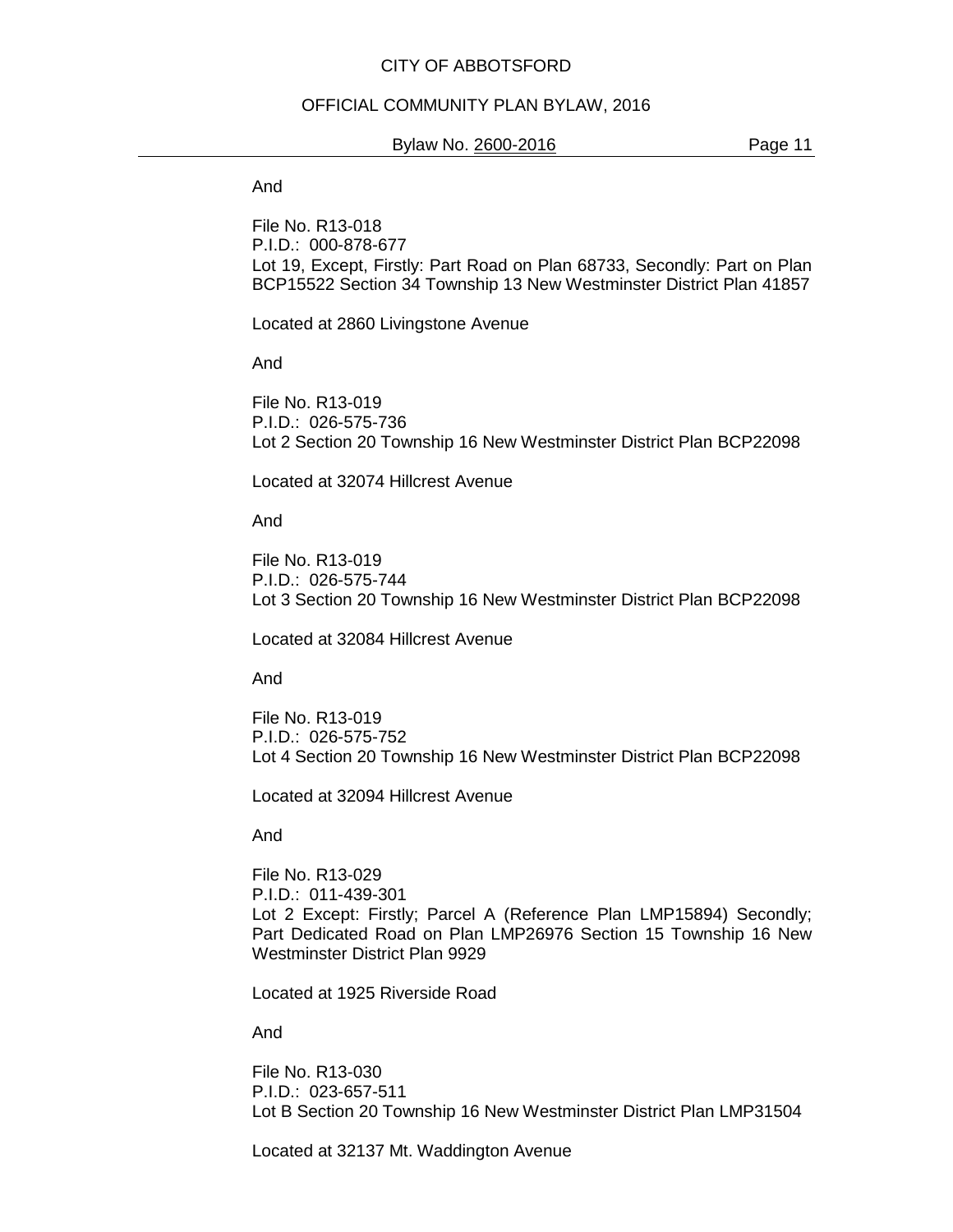And

File No. R13-018
P.I.D.: 000-878-677
Lot 19, Except, Firstly: Part Road on Plan 68733, Secondly: Part on Plan BCP15522 Section 34 Township 13 New Westminster District Plan 41857

Located at 2860 Livingstone Avenue

And

File No. R13-019
P.I.D.: 026-575-736
Lot 2 Section 20 Township 16 New Westminster District Plan BCP22098

Located at 32074 Hillcrest Avenue

And

File No. R13-019
P.I.D.: 026-575-744
Lot 3 Section 20 Township 16 New Westminster District Plan BCP22098

Located at 32084 Hillcrest Avenue

And

File No. R13-019
P.I.D.: 026-575-752
Lot 4 Section 20 Township 16 New Westminster District Plan BCP22098

Located at 32094 Hillcrest Avenue

And

File No. R13-029
P.I.D.: 011-439-301
Lot 2 Except: Firstly; Parcel A (Reference Plan LMP15894) Secondly; Part Dedicated Road on Plan LMP26976 Section 15 Township 16 New Westminster District Plan 9929

Located at 1925 Riverside Road

And

File No. R13-030
P.I.D.: 023-657-511
Lot B Section 20 Township 16 New Westminster District Plan LMP31504

Located at 32137 Mt. Waddington Avenue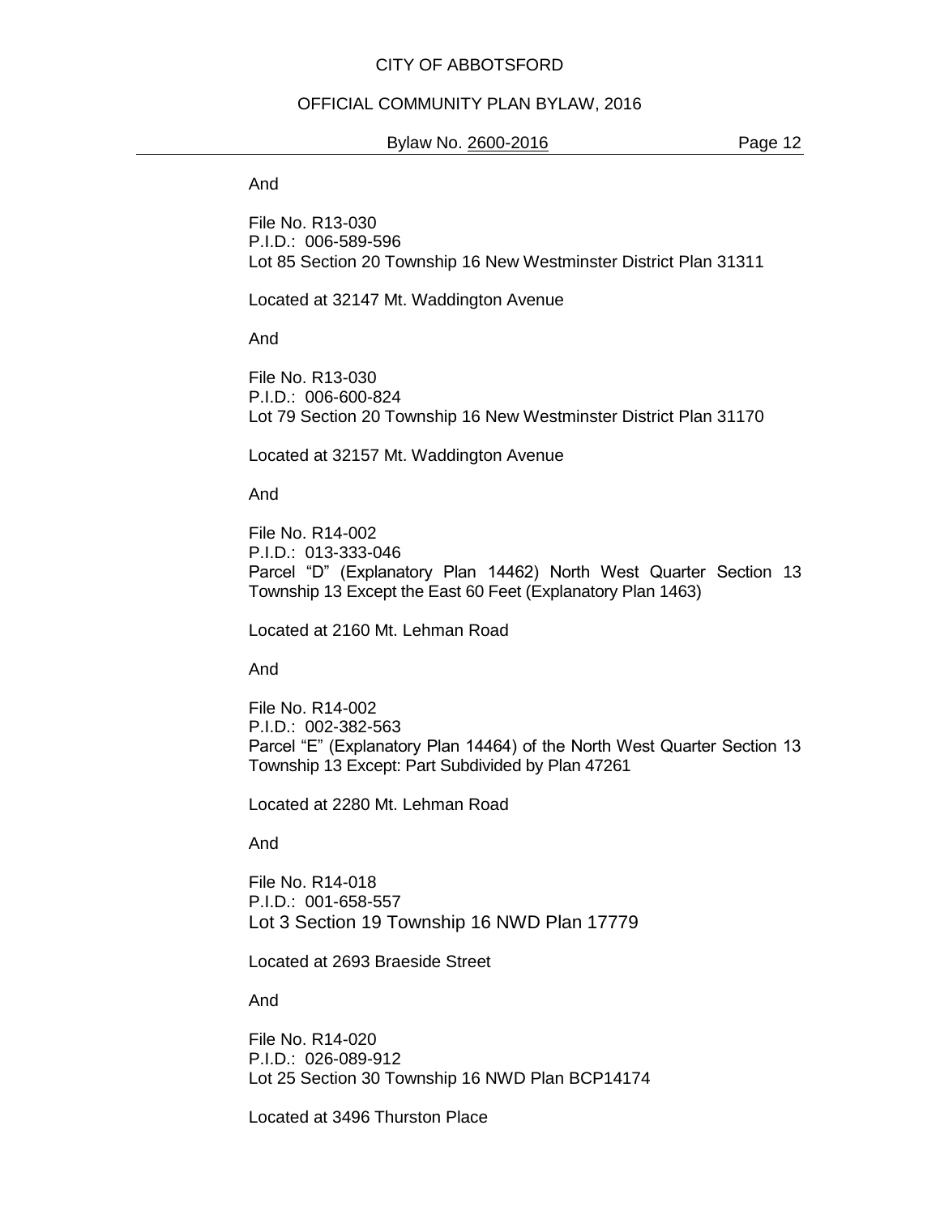And

File No. R13-030
P.I.D.: 006-589-596
Lot 85 Section 20 Township 16 New Westminster District Plan 31311

Located at 32147 Mt. Waddington Avenue

And

File No. R13-030
P.I.D.: 006-600-824
Lot 79 Section 20 Township 16 New Westminster District Plan 31170

Located at 32157 Mt. Waddington Avenue

And

File No. R14-002
P.I.D.: 013-333-046
Parcel "D" (Explanatory Plan 14462) North West Quarter Section 13 Township 13 Except the East 60 Feet (Explanatory Plan 1463)

Located at 2160 Mt. Lehman Road

And

File No. R14-002
P.I.D.: 002-382-563
Parcel "E" (Explanatory Plan 14464) of the North West Quarter Section 13 Township 13 Except: Part Subdivided by Plan 47261

Located at 2280 Mt. Lehman Road

And

File No. R14-018
P.I.D.: 001-658-557
Lot 3 Section 19 Township 16 NWD Plan 17779

Located at 2693 Braeside Street

And

File No. R14-020
P.I.D.: 026-089-912
Lot 25 Section 30 Township 16 NWD Plan BCP14174

Located at 3496 Thurston Place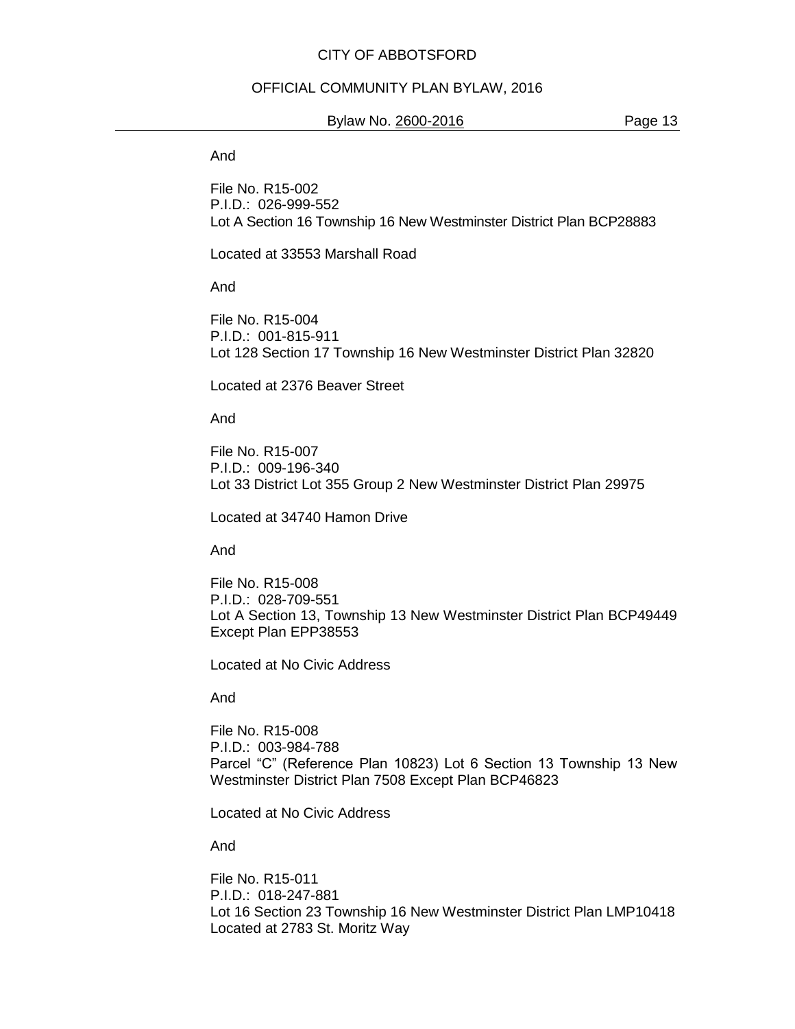And

File No. R15-002
P.I.D.: 026-999-552
Lot A Section 16 Township 16 New Westminster District Plan BCP28883

Located at 33553 Marshall Road

And

File No. R15-004
P.I.D.: 001-815-911
Lot 128 Section 17 Township 16 New Westminster District Plan 32820

Located at 2376 Beaver Street

And

File No. R15-007
P.I.D.: 009-196-340
Lot 33 District Lot 355 Group 2 New Westminster District Plan 29975

Located at 34740 Hamon Drive

And

File No. R15-008
P.I.D.: 028-709-551
Lot A Section 13, Township 13 New Westminster District Plan BCP49449 Except Plan EPP38553

Located at No Civic Address

And

File No. R15-008
P.I.D.: 003-984-788
Parcel "C" (Reference Plan 10823) Lot 6 Section 13 Township 13 New Westminster District Plan 7508 Except Plan BCP46823

Located at No Civic Address

And

File No. R15-011
P.I.D.: 018-247-881
Lot 16 Section 23 Township 16 New Westminster District Plan LMP10418
Located at 2783 St. Moritz Way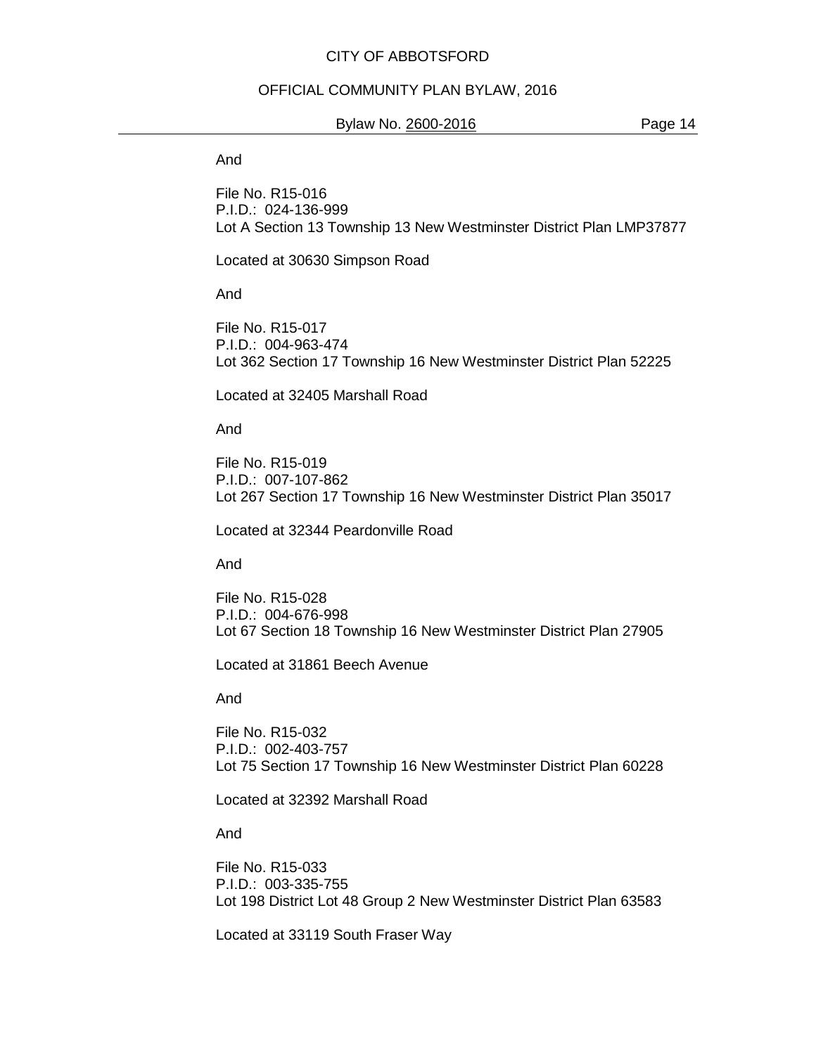And

File No. R15-016
P.I.D.: 024-136-999
Lot A Section 13 Township 13 New Westminster District Plan LMP37877

Located at 30630 Simpson Road

And

File No. R15-017
P.I.D.: 004-963-474
Lot 362 Section 17 Township 16 New Westminster District Plan 52225

Located at 32405 Marshall Road

And

File No. R15-019
P.I.D.: 007-107-862
Lot 267 Section 17 Township 16 New Westminster District Plan 35017

Located at 32344 Peardonville Road

And

File No. R15-028
P.I.D.: 004-676-998
Lot 67 Section 18 Township 16 New Westminster District Plan 27905

Located at 31861 Beech Avenue

And

File No. R15-032
P.I.D.: 002-403-757
Lot 75 Section 17 Township 16 New Westminster District Plan 60228

Located at 32392 Marshall Road

And

File No. R15-033
P.I.D.: 003-335-755
Lot 198 District Lot 48 Group 2 New Westminster District Plan 63583

Located at 33119 South Fraser Way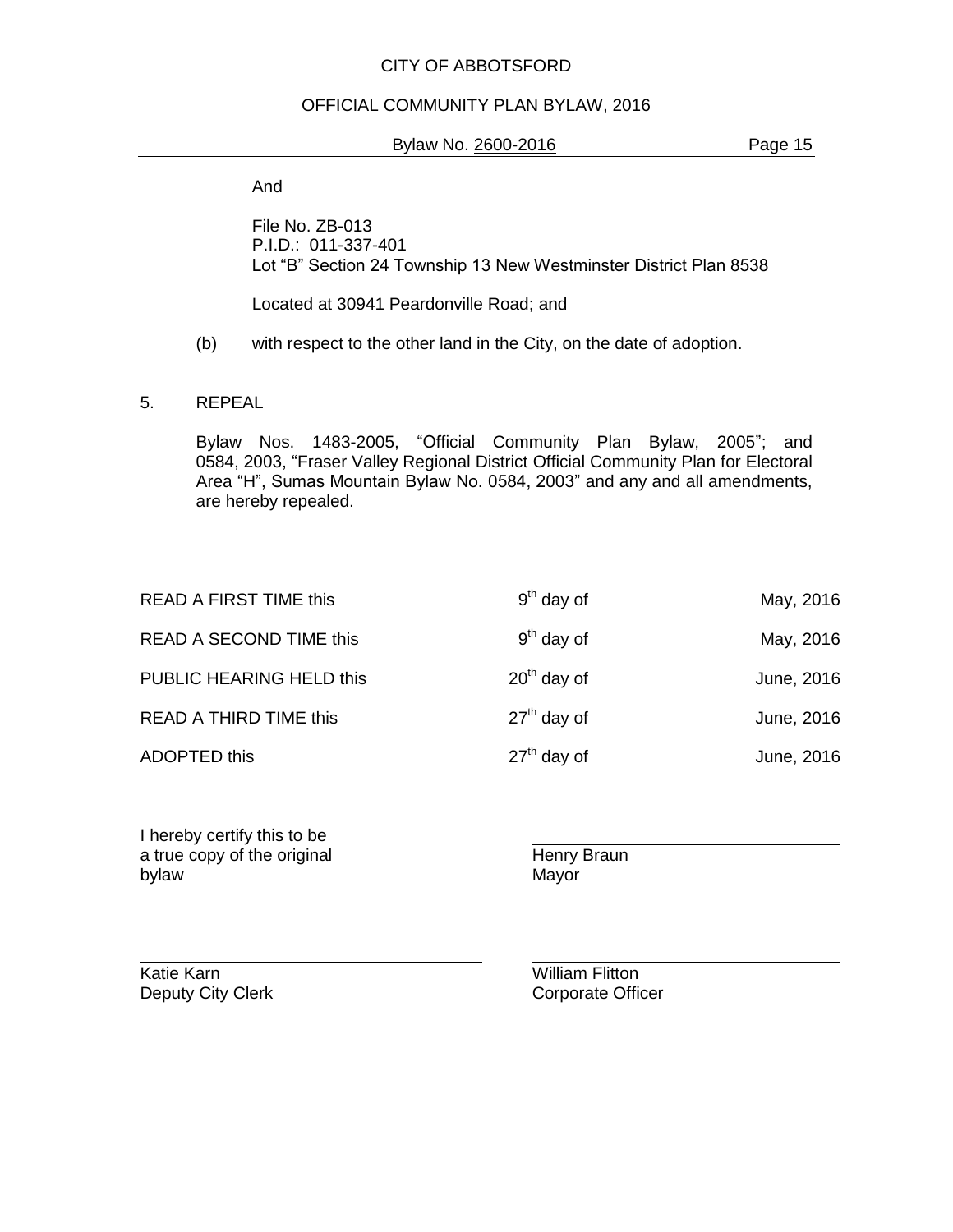And

File No. ZB-013
P.I.D.: 011-337-401
Lot "B" Section 24 Township 13 New Westminster District Plan 8538

Located at 30941 Peardonville Road; and

(b) with respect to the other land in the City, on the date of adoption.

5. REPEAL

Bylaw Nos. 1483-2005, "Official Community Plan Bylaw, 2005"; and 0584, 2003, "Fraser Valley Regional District Official Community Plan for Electoral Area "H", Sumas Mountain Bylaw No. 0584, 2003" and any and all amendments, are hereby repealed.

| | | |
|---|---|---|
| READ A FIRST TIME this | 9th day of | May, 2016 |
| READ A SECOND TIME this | 9th day of | May, 2016 |
| PUBLIC HEARING HELD this | 20th day of | June, 2016 |
| READ A THIRD TIME this | 27th day of | June, 2016 |
| ADOPTED this | 27th day of | June, 2016 |

I hereby certify this to be a true copy of the original bylaw

Henry Braun
Mayor

Katie Karn
Deputy City Clerk

William Flitton
Corporate Officer